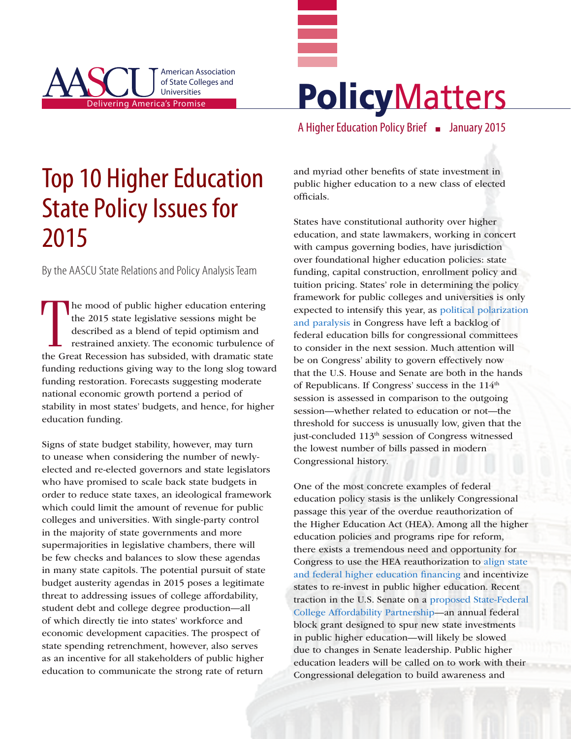AASCU — American Association of State Colleges and Universities — Delivering America's Promise

**Policy**Matters

A Higher Education Policy Brief ■ January 2015

# Top 10 Higher Education State Policy Issues for 2015

By the AASCU State Relations and Policy Analysis Team

The mood of public higher education entering the 2015 state legislative sessions might be described as a blend of tepid optimism and restrained anxiety. The economic turbulence of the Great Recession has subsided, with dramatic state funding reductions giving way to the long slog toward funding restoration. Forecasts suggesting moderate national economic growth portend a period of stability in most states' budgets, and hence, for higher education funding.

Signs of state budget stability, however, may turn to unease when considering the number of newly-elected and re-elected governors and state legislators who have promised to scale back state budgets in order to reduce state taxes, an ideological framework which could limit the amount of revenue for public colleges and universities. With single-party control in the majority of state governments and more supermajorities in legislative chambers, there will be few checks and balances to slow these agendas in many state capitols. The potential pursuit of state budget austerity agendas in 2015 poses a legitimate threat to addressing issues of college affordability, student debt and college degree production—all of which directly tie into states' workforce and economic development capacities. The prospect of state spending retrenchment, however, also serves as an incentive for all stakeholders of public higher education to communicate the strong rate of return and myriad other benefits of state investment in public higher education to a new class of elected officials.

States have constitutional authority over higher education, and state lawmakers, working in concert with campus governing bodies, have jurisdiction over foundational higher education policies: state funding, capital construction, enrollment policy and tuition pricing. States' role in determining the policy framework for public colleges and universities is only expected to intensify this year, as political polarization and paralysis in Congress have left a backlog of federal education bills for congressional committees to consider in the next session. Much attention will be on Congress' ability to govern effectively now that the U.S. House and Senate are both in the hands of Republicans. If Congress' success in the 114th session is assessed in comparison to the outgoing session—whether related to education or not—the threshold for success is unusually low, given that the just-concluded 113th session of Congress witnessed the lowest number of bills passed in modern Congressional history.

One of the most concrete examples of federal education policy stasis is the unlikely Congressional passage this year of the overdue reauthorization of the Higher Education Act (HEA). Among all the higher education policies and programs ripe for reform, there exists a tremendous need and opportunity for Congress to use the HEA reauthorization to align state and federal higher education financing and incentivize states to re-invest in public higher education. Recent traction in the U.S. Senate on a proposed State-Federal College Affordability Partnership—an annual federal block grant designed to spur new state investments in public higher education—will likely be slowed due to changes in Senate leadership. Public higher education leaders will be called on to work with their Congressional delegation to build awareness and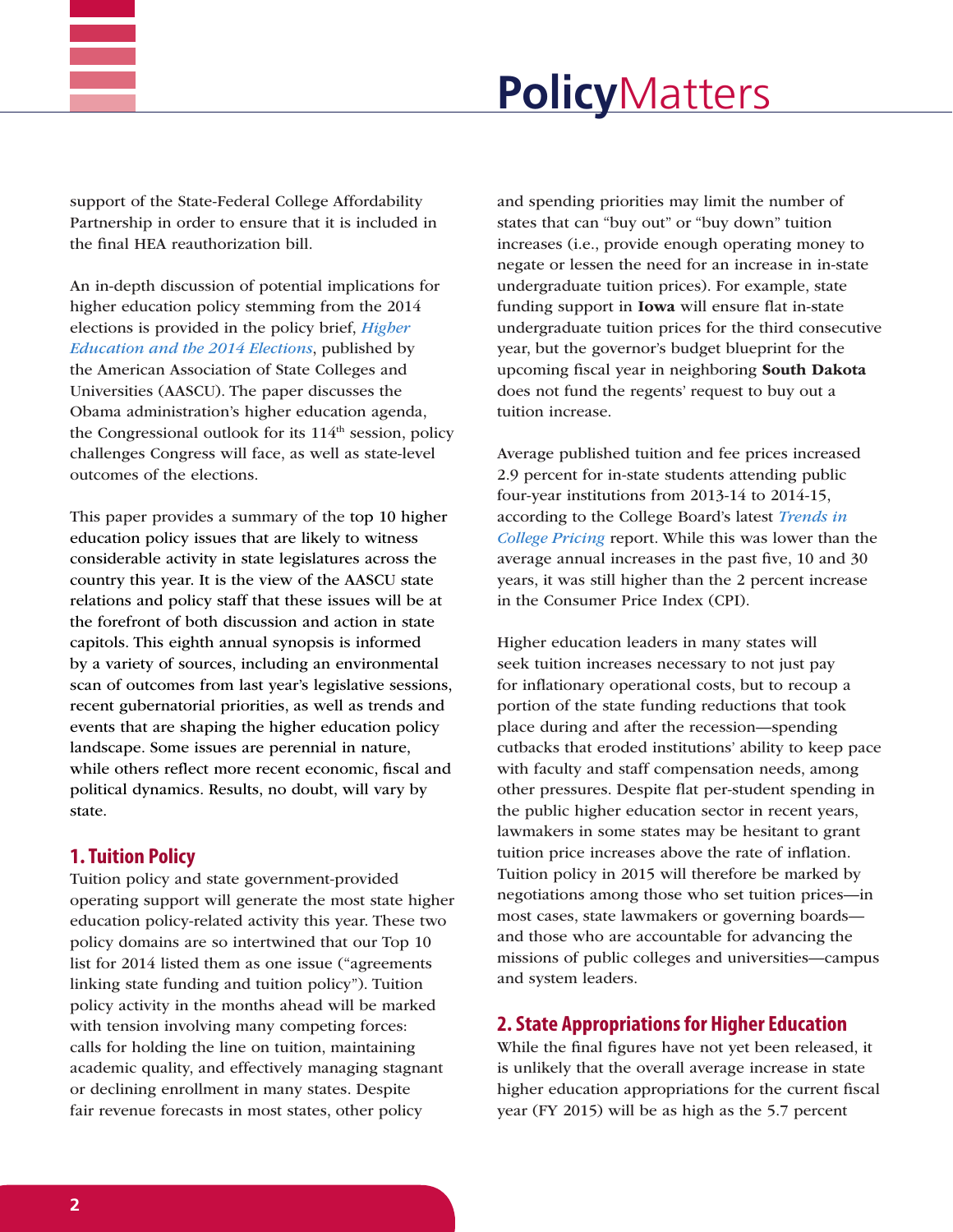support of the State-Federal College Affordability Partnership in order to ensure that it is included in the final HEA reauthorization bill.

An in-depth discussion of potential implications for higher education policy stemming from the 2014 elections is provided in the policy brief, *Higher Education and the 2014 Elections*, published by the American Association of State Colleges and Universities (AASCU). The paper discusses the Obama administration's higher education agenda, the Congressional outlook for its 114th session, policy challenges Congress will face, as well as state-level outcomes of the elections.

This paper provides a summary of the top 10 higher education policy issues that are likely to witness considerable activity in state legislatures across the country this year. It is the view of the AASCU state relations and policy staff that these issues will be at the forefront of both discussion and action in state capitols. This eighth annual synopsis is informed by a variety of sources, including an environmental scan of outcomes from last year's legislative sessions, recent gubernatorial priorities, as well as trends and events that are shaping the higher education policy landscape. Some issues are perennial in nature, while others reflect more recent economic, fiscal and political dynamics. Results, no doubt, will vary by state.

## 1. Tuition Policy

Tuition policy and state government-provided operating support will generate the most state higher education policy-related activity this year. These two policy domains are so intertwined that our Top 10 list for 2014 listed them as one issue ("agreements linking state funding and tuition policy"). Tuition policy activity in the months ahead will be marked with tension involving many competing forces: calls for holding the line on tuition, maintaining academic quality, and effectively managing stagnant or declining enrollment in many states. Despite fair revenue forecasts in most states, other policy and spending priorities may limit the number of states that can "buy out" or "buy down" tuition increases (i.e., provide enough operating money to negate or lessen the need for an increase in in-state undergraduate tuition prices). For example, state funding support in **Iowa** will ensure flat in-state undergraduate tuition prices for the third consecutive year, but the governor's budget blueprint for the upcoming fiscal year in neighboring **South Dakota** does not fund the regents' request to buy out a tuition increase.

Average published tuition and fee prices increased 2.9 percent for in-state students attending public four-year institutions from 2013-14 to 2014-15, according to the College Board's latest *Trends in College Pricing* report. While this was lower than the average annual increases in the past five, 10 and 30 years, it was still higher than the 2 percent increase in the Consumer Price Index (CPI).

Higher education leaders in many states will seek tuition increases necessary to not just pay for inflationary operational costs, but to recoup a portion of the state funding reductions that took place during and after the recession—spending cutbacks that eroded institutions' ability to keep pace with faculty and staff compensation needs, among other pressures. Despite flat per-student spending in the public higher education sector in recent years, lawmakers in some states may be hesitant to grant tuition price increases above the rate of inflation. Tuition policy in 2015 will therefore be marked by negotiations among those who set tuition prices—in most cases, state lawmakers or governing boards—and those who are accountable for advancing the missions of public colleges and universities—campus and system leaders.

## 2. State Appropriations for Higher Education

While the final figures have not yet been released, it is unlikely that the overall average increase in state higher education appropriations for the current fiscal year (FY 2015) will be as high as the 5.7 percent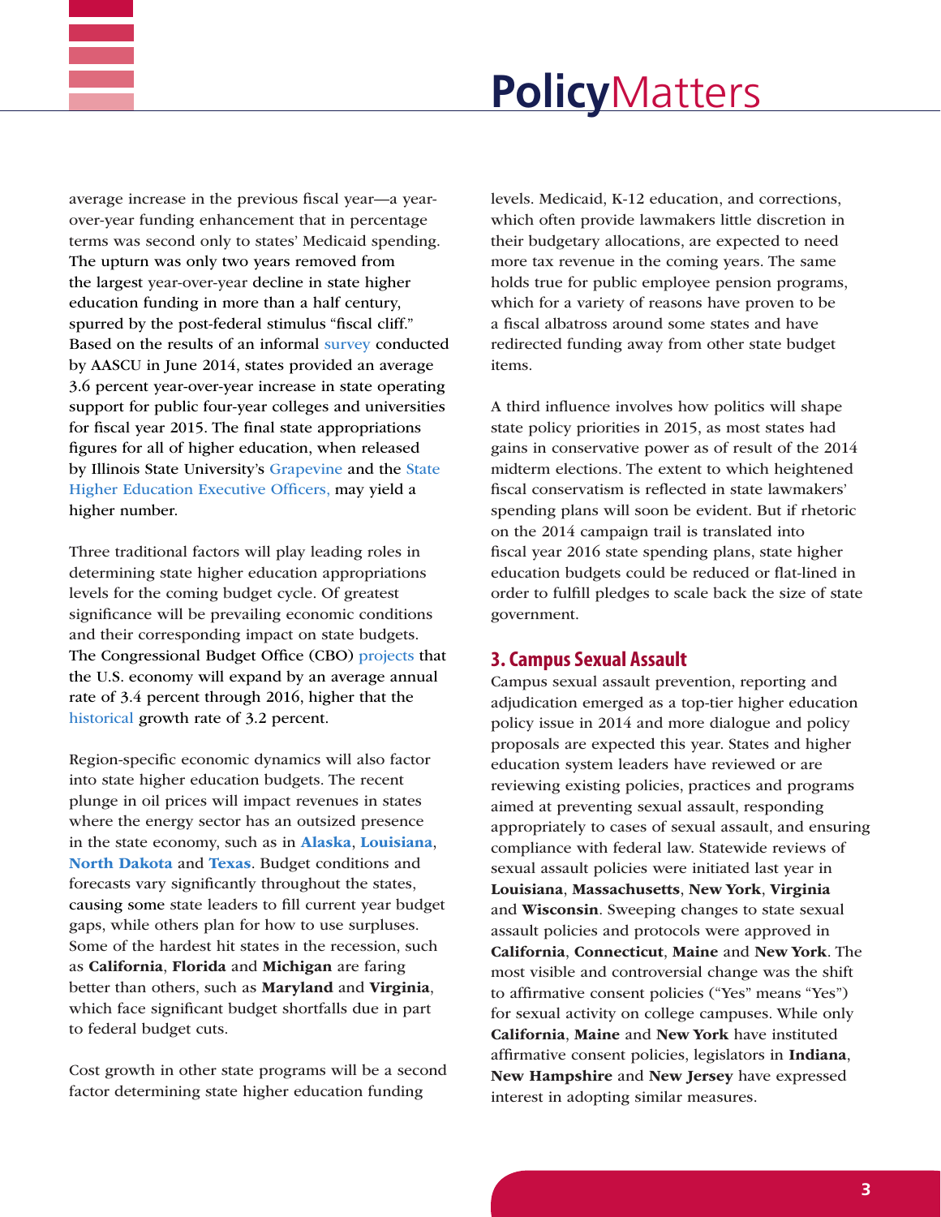average increase in the previous fiscal year—a year-over-year funding enhancement that in percentage terms was second only to states' Medicaid spending. The upturn was only two years removed from the largest year-over-year decline in state higher education funding in more than a half century, spurred by the post-federal stimulus "fiscal cliff." Based on the results of an informal survey conducted by AASCU in June 2014, states provided an average 3.6 percent year-over-year increase in state operating support for public four-year colleges and universities for fiscal year 2015. The final state appropriations figures for all of higher education, when released by Illinois State University's Grapevine and the State Higher Education Executive Officers, may yield a higher number.

Three traditional factors will play leading roles in determining state higher education appropriations levels for the coming budget cycle. Of greatest significance will be prevailing economic conditions and their corresponding impact on state budgets. The Congressional Budget Office (CBO) projects that the U.S. economy will expand by an average annual rate of 3.4 percent through 2016, higher that the historical growth rate of 3.2 percent.

Region-specific economic dynamics will also factor into state higher education budgets. The recent plunge in oil prices will impact revenues in states where the energy sector has an outsized presence in the state economy, such as in **Alaska**, **Louisiana**, **North Dakota** and **Texas**. Budget conditions and forecasts vary significantly throughout the states, causing some state leaders to fill current year budget gaps, while others plan for how to use surpluses. Some of the hardest hit states in the recession, such as **California**, **Florida** and **Michigan** are faring better than others, such as **Maryland** and **Virginia**, which face significant budget shortfalls due in part to federal budget cuts.

Cost growth in other state programs will be a second factor determining state higher education funding levels. Medicaid, K-12 education, and corrections, which often provide lawmakers little discretion in their budgetary allocations, are expected to need more tax revenue in the coming years. The same holds true for public employee pension programs, which for a variety of reasons have proven to be a fiscal albatross around some states and have redirected funding away from other state budget items.

A third influence involves how politics will shape state policy priorities in 2015, as most states had gains in conservative power as of result of the 2014 midterm elections. The extent to which heightened fiscal conservatism is reflected in state lawmakers' spending plans will soon be evident. But if rhetoric on the 2014 campaign trail is translated into fiscal year 2016 state spending plans, state higher education budgets could be reduced or flat-lined in order to fulfill pledges to scale back the size of state government.

## 3. Campus Sexual Assault

Campus sexual assault prevention, reporting and adjudication emerged as a top-tier higher education policy issue in 2014 and more dialogue and policy proposals are expected this year. States and higher education system leaders have reviewed or are reviewing existing policies, practices and programs aimed at preventing sexual assault, responding appropriately to cases of sexual assault, and ensuring compliance with federal law. Statewide reviews of sexual assault policies were initiated last year in **Louisiana**, **Massachusetts**, **New York**, **Virginia** and **Wisconsin**. Sweeping changes to state sexual assault policies and protocols were approved in **California**, **Connecticut**, **Maine** and **New York**. The most visible and controversial change was the shift to affirmative consent policies ("Yes" means "Yes") for sexual activity on college campuses. While only **California**, **Maine** and **New York** have instituted affirmative consent policies, legislators in **Indiana**, **New Hampshire** and **New Jersey** have expressed interest in adopting similar measures.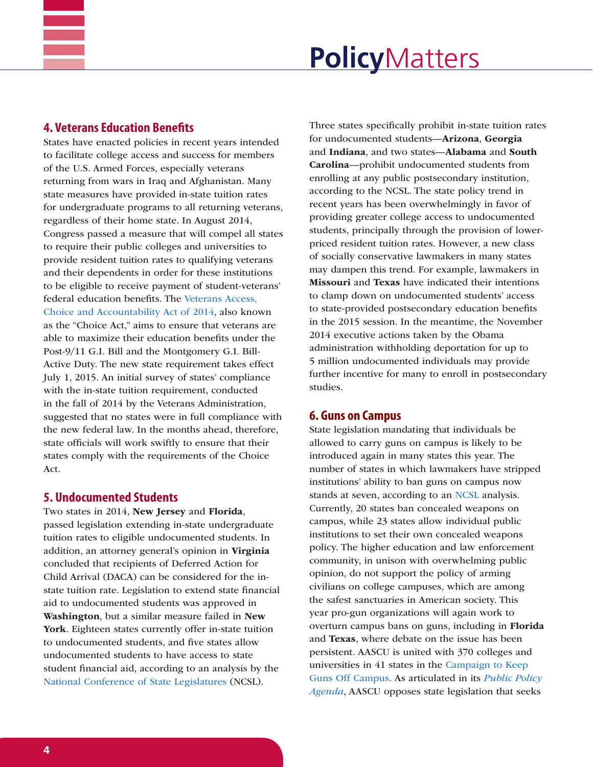## 4. Veterans Education Benefits

States have enacted policies in recent years intended to facilitate college access and success for members of the U.S. Armed Forces, especially veterans returning from wars in Iraq and Afghanistan. Many state measures have provided in-state tuition rates for undergraduate programs to all returning veterans, regardless of their home state. In August 2014, Congress passed a measure that will compel all states to require their public colleges and universities to provide resident tuition rates to qualifying veterans and their dependents in order for these institutions to be eligible to receive payment of student-veterans' federal education benefits. The Veterans Access, Choice and Accountability Act of 2014, also known as the "Choice Act," aims to ensure that veterans are able to maximize their education benefits under the Post-9/11 G.I. Bill and the Montgomery G.I. Bill-Active Duty. The new state requirement takes effect July 1, 2015. An initial survey of states' compliance with the in-state tuition requirement, conducted in the fall of 2014 by the Veterans Administration, suggested that no states were in full compliance with the new federal law. In the months ahead, therefore, state officials will work swiftly to ensure that their states comply with the requirements of the Choice Act.

## 5. Undocumented Students

Two states in 2014, **New Jersey** and **Florida**, passed legislation extending in-state undergraduate tuition rates to eligible undocumented students. In addition, an attorney general's opinion in **Virginia** concluded that recipients of Deferred Action for Child Arrival (DACA) can be considered for the in-state tuition rate. Legislation to extend state financial aid to undocumented students was approved in **Washington**, but a similar measure failed in **New York**. Eighteen states currently offer in-state tuition to undocumented students, and five states allow undocumented students to have access to state student financial aid, according to an analysis by the National Conference of State Legislatures (NCSL).

Three states specifically prohibit in-state tuition rates for undocumented students—**Arizona**, **Georgia** and **Indiana**, and two states—**Alabama** and **South Carolina**—prohibit undocumented students from enrolling at any public postsecondary institution, according to the NCSL. The state policy trend in recent years has been overwhelmingly in favor of providing greater college access to undocumented students, principally through the provision of lower-priced resident tuition rates. However, a new class of socially conservative lawmakers in many states may dampen this trend. For example, lawmakers in **Missouri** and **Texas** have indicated their intentions to clamp down on undocumented students' access to state-provided postsecondary education benefits in the 2015 session. In the meantime, the November 2014 executive actions taken by the Obama administration withholding deportation for up to 5 million undocumented individuals may provide further incentive for many to enroll in postsecondary studies.

## 6. Guns on Campus

State legislation mandating that individuals be allowed to carry guns on campus is likely to be introduced again in many states this year. The number of states in which lawmakers have stripped institutions' ability to ban guns on campus now stands at seven, according to an NCSL analysis. Currently, 20 states ban concealed weapons on campus, while 23 states allow individual public institutions to set their own concealed weapons policy. The higher education and law enforcement community, in unison with overwhelming public opinion, do not support the policy of arming civilians on college campuses, which are among the safest sanctuaries in American society. This year pro-gun organizations will again work to overturn campus bans on guns, including in **Florida** and **Texas**, where debate on the issue has been persistent. AASCU is united with 370 colleges and universities in 41 states in the Campaign to Keep Guns Off Campus. As articulated in its *Public Policy Agenda*, AASCU opposes state legislation that seeks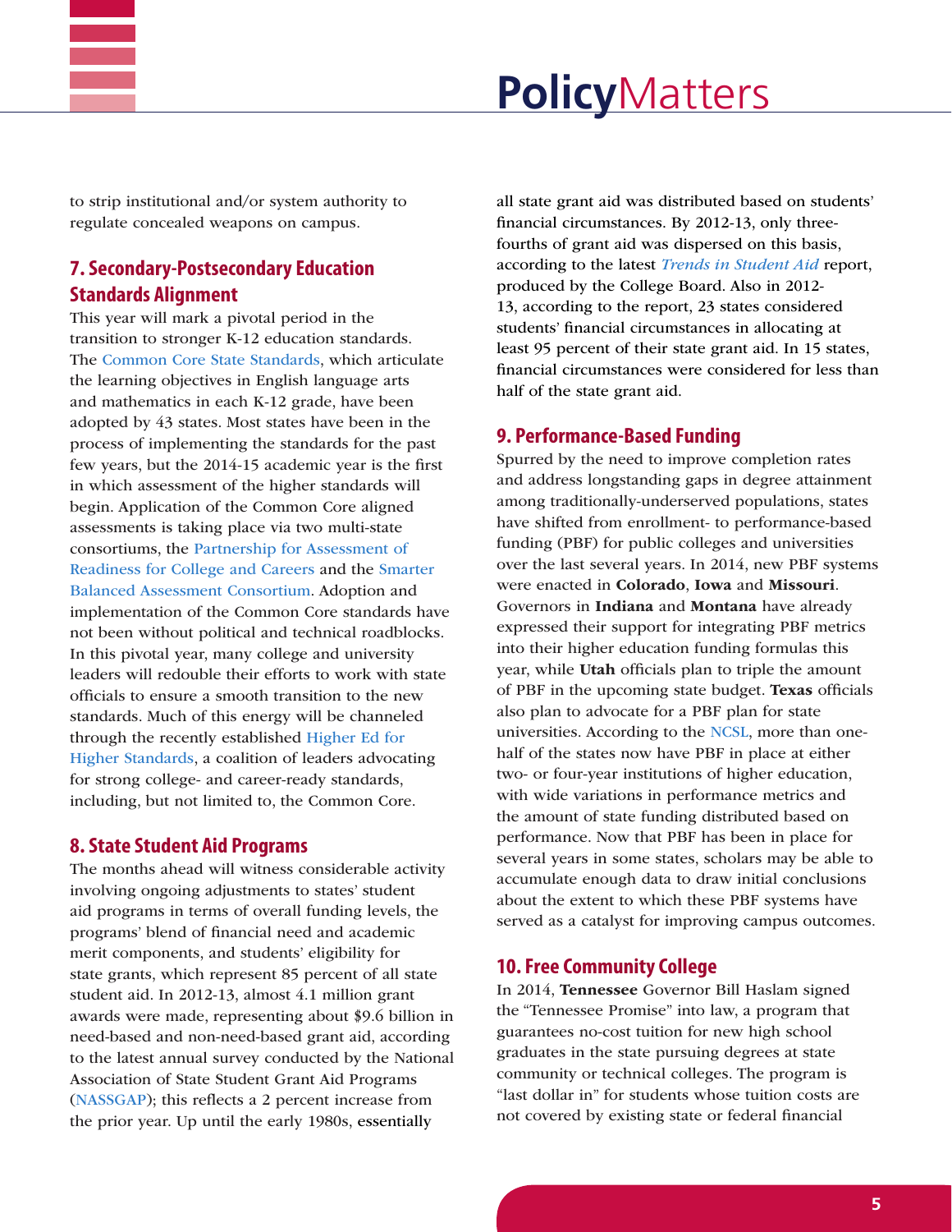to strip institutional and/or system authority to regulate concealed weapons on campus.

## 7. Secondary-Postsecondary Education Standards Alignment

This year will mark a pivotal period in the transition to stronger K-12 education standards. The Common Core State Standards, which articulate the learning objectives in English language arts and mathematics in each K-12 grade, have been adopted by 43 states. Most states have been in the process of implementing the standards for the past few years, but the 2014-15 academic year is the first in which assessment of the higher standards will begin. Application of the Common Core aligned assessments is taking place via two multi-state consortiums, the Partnership for Assessment of Readiness for College and Careers and the Smarter Balanced Assessment Consortium. Adoption and implementation of the Common Core standards have not been without political and technical roadblocks. In this pivotal year, many college and university leaders will redouble their efforts to work with state officials to ensure a smooth transition to the new standards. Much of this energy will be channeled through the recently established Higher Ed for Higher Standards, a coalition of leaders advocating for strong college- and career-ready standards, including, but not limited to, the Common Core.

## 8. State Student Aid Programs

The months ahead will witness considerable activity involving ongoing adjustments to states' student aid programs in terms of overall funding levels, the programs' blend of financial need and academic merit components, and students' eligibility for state grants, which represent 85 percent of all state student aid. In 2012-13, almost 4.1 million grant awards were made, representing about $9.6 billion in need-based and non-need-based grant aid, according to the latest annual survey conducted by the National Association of State Student Grant Aid Programs (NASSGAP); this reflects a 2 percent increase from the prior year. Up until the early 1980s, essentially all state grant aid was distributed based on students' financial circumstances. By 2012-13, only three-fourths of grant aid was dispersed on this basis, according to the latest *Trends in Student Aid* report, produced by the College Board. Also in 2012-13, according to the report, 23 states considered students' financial circumstances in allocating at least 95 percent of their state grant aid. In 15 states, financial circumstances were considered for less than half of the state grant aid.

## 9. Performance-Based Funding

Spurred by the need to improve completion rates and address longstanding gaps in degree attainment among traditionally-underserved populations, states have shifted from enrollment- to performance-based funding (PBF) for public colleges and universities over the last several years. In 2014, new PBF systems were enacted in **Colorado**, **Iowa** and **Missouri**. Governors in **Indiana** and **Montana** have already expressed their support for integrating PBF metrics into their higher education funding formulas this year, while **Utah** officials plan to triple the amount of PBF in the upcoming state budget. **Texas** officials also plan to advocate for a PBF plan for state universities. According to the NCSL, more than one-half of the states now have PBF in place at either two- or four-year institutions of higher education, with wide variations in performance metrics and the amount of state funding distributed based on performance. Now that PBF has been in place for several years in some states, scholars may be able to accumulate enough data to draw initial conclusions about the extent to which these PBF systems have served as a catalyst for improving campus outcomes.

## 10. Free Community College

In 2014, **Tennessee** Governor Bill Haslam signed the "Tennessee Promise" into law, a program that guarantees no-cost tuition for new high school graduates in the state pursuing degrees at state community or technical colleges. The program is "last dollar in" for students whose tuition costs are not covered by existing state or federal financial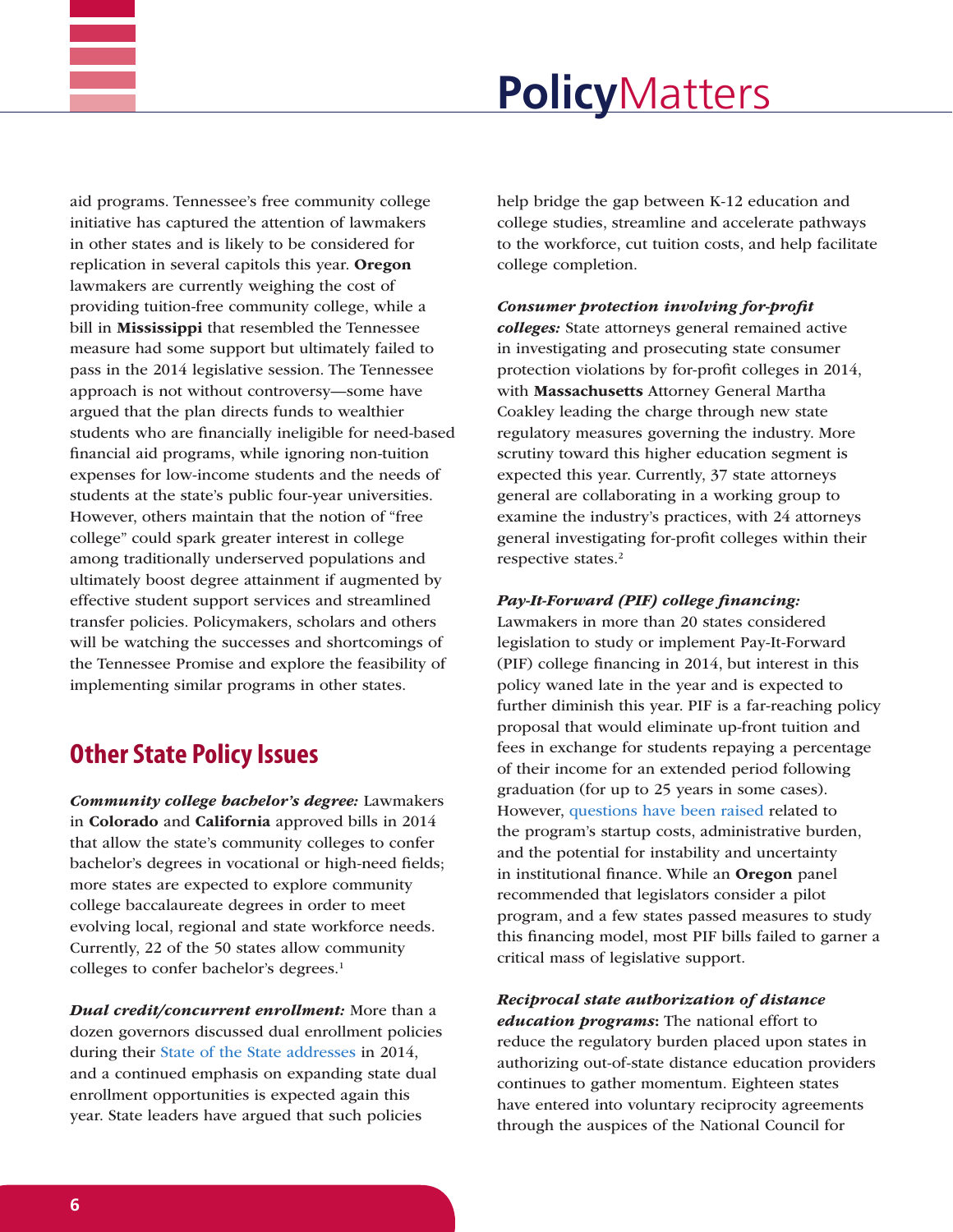aid programs. Tennessee's free community college initiative has captured the attention of lawmakers in other states and is likely to be considered for replication in several capitols this year. **Oregon** lawmakers are currently weighing the cost of providing tuition-free community college, while a bill in **Mississippi** that resembled the Tennessee measure had some support but ultimately failed to pass in the 2014 legislative session. The Tennessee approach is not without controversy—some have argued that the plan directs funds to wealthier students who are financially ineligible for need-based financial aid programs, while ignoring non-tuition expenses for low-income students and the needs of students at the state's public four-year universities. However, others maintain that the notion of "free college" could spark greater interest in college among traditionally underserved populations and ultimately boost degree attainment if augmented by effective student support services and streamlined transfer policies. Policymakers, scholars and others will be watching the successes and shortcomings of the Tennessee Promise and explore the feasibility of implementing similar programs in other states.

## Other State Policy Issues

***Community college bachelor's degree:*** Lawmakers in **Colorado** and **California** approved bills in 2014 that allow the state's community colleges to confer bachelor's degrees in vocational or high-need fields; more states are expected to explore community college baccalaureate degrees in order to meet evolving local, regional and state workforce needs. Currently, 22 of the 50 states allow community colleges to confer bachelor's degrees.[1]

***Dual credit/concurrent enrollment:*** More than a dozen governors discussed dual enrollment policies during their State of the State addresses in 2014, and a continued emphasis on expanding state dual enrollment opportunities is expected again this year. State leaders have argued that such policies help bridge the gap between K-12 education and college studies, streamline and accelerate pathways to the workforce, cut tuition costs, and help facilitate college completion.

***Consumer protection involving for-profit colleges:*** State attorneys general remained active in investigating and prosecuting state consumer protection violations by for-profit colleges in 2014, with **Massachusetts** Attorney General Martha Coakley leading the charge through new state regulatory measures governing the industry. More scrutiny toward this higher education segment is expected this year. Currently, 37 state attorneys general are collaborating in a working group to examine the industry's practices, with 24 attorneys general investigating for-profit colleges within their respective states.[2]

***Pay-It-Forward (PIF) college financing:*** Lawmakers in more than 20 states considered legislation to study or implement Pay-It-Forward (PIF) college financing in 2014, but interest in this policy waned late in the year and is expected to further diminish this year. PIF is a far-reaching policy proposal that would eliminate up-front tuition and fees in exchange for students repaying a percentage of their income for an extended period following graduation (for up to 25 years in some cases). However, questions have been raised related to the program's startup costs, administrative burden, and the potential for instability and uncertainty in institutional finance. While an **Oregon** panel recommended that legislators consider a pilot program, and a few states passed measures to study this financing model, most PIF bills failed to garner a critical mass of legislative support.

***Reciprocal state authorization of distance education programs*:** The national effort to reduce the regulatory burden placed upon states in authorizing out-of-state distance education providers continues to gather momentum. Eighteen states have entered into voluntary reciprocity agreements through the auspices of the National Council for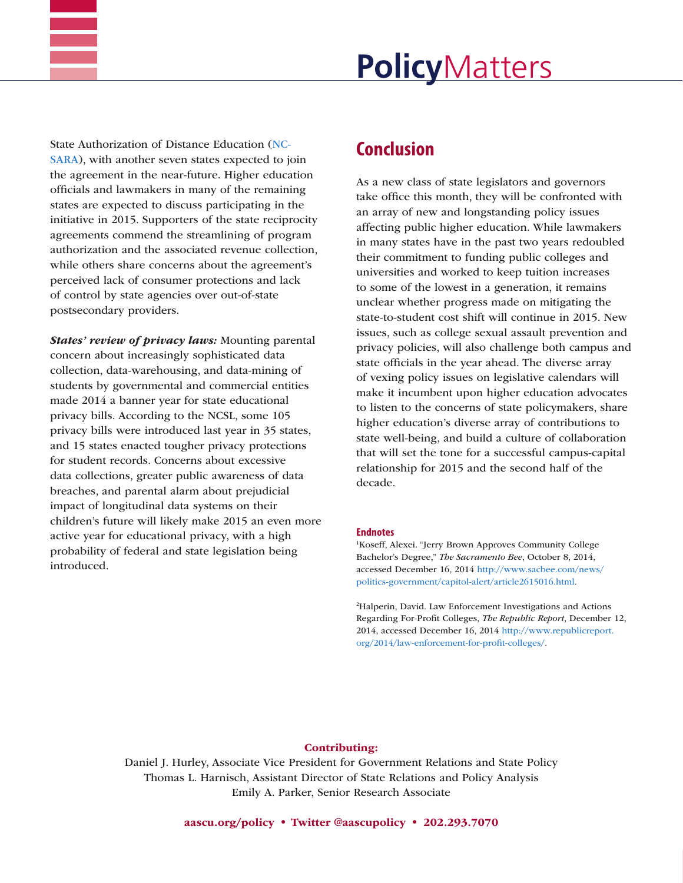State Authorization of Distance Education (NC-SARA), with another seven states expected to join the agreement in the near-future. Higher education officials and lawmakers in many of the remaining states are expected to discuss participating in the initiative in 2015. Supporters of the state reciprocity agreements commend the streamlining of program authorization and the associated revenue collection, while others share concerns about the agreement's perceived lack of consumer protections and lack of control by state agencies over out-of-state postsecondary providers.

***States' review of privacy laws:*** Mounting parental concern about increasingly sophisticated data collection, data-warehousing, and data-mining of students by governmental and commercial entities made 2014 a banner year for state educational privacy bills. According to the NCSL, some 105 privacy bills were introduced last year in 35 states, and 15 states enacted tougher privacy protections for student records. Concerns about excessive data collections, greater public awareness of data breaches, and parental alarm about prejudicial impact of longitudinal data systems on their children's future will likely make 2015 an even more active year for educational privacy, with a high probability of federal and state legislation being introduced.

## Conclusion

As a new class of state legislators and governors take office this month, they will be confronted with an array of new and longstanding policy issues affecting public higher education. While lawmakers in many states have in the past two years redoubled their commitment to funding public colleges and universities and worked to keep tuition increases to some of the lowest in a generation, it remains unclear whether progress made on mitigating the state-to-student cost shift will continue in 2015. New issues, such as college sexual assault prevention and privacy policies, will also challenge both campus and state officials in the year ahead. The diverse array of vexing policy issues on legislative calendars will make it incumbent upon higher education advocates to listen to the concerns of state policymakers, share higher education's diverse array of contributions to state well-being, and build a culture of collaboration that will set the tone for a successful campus-capital relationship for 2015 and the second half of the decade.

### Endnotes

[1]Koseff, Alexei. "Jerry Brown Approves Community College Bachelor's Degree," *The Sacramento Bee*, October 8, 2014, accessed December 16, 2014 http://www.sacbee.com/news/politics-government/capitol-alert/article2615016.html.

[2]Halperin, David. Law Enforcement Investigations and Actions Regarding For-Profit Colleges, *The Republic Report*, December 12, 2014, accessed December 16, 2014 http://www.republicreport.org/2014/law-enforcement-for-profit-colleges/.

**Contributing:**

Daniel J. Hurley, Associate Vice President for Government Relations and State Policy
Thomas L. Harnisch, Assistant Director of State Relations and Policy Analysis
Emily A. Parker, Senior Research Associate

**aascu.org/policy • Twitter @aascupolicy • 202.293.7070**